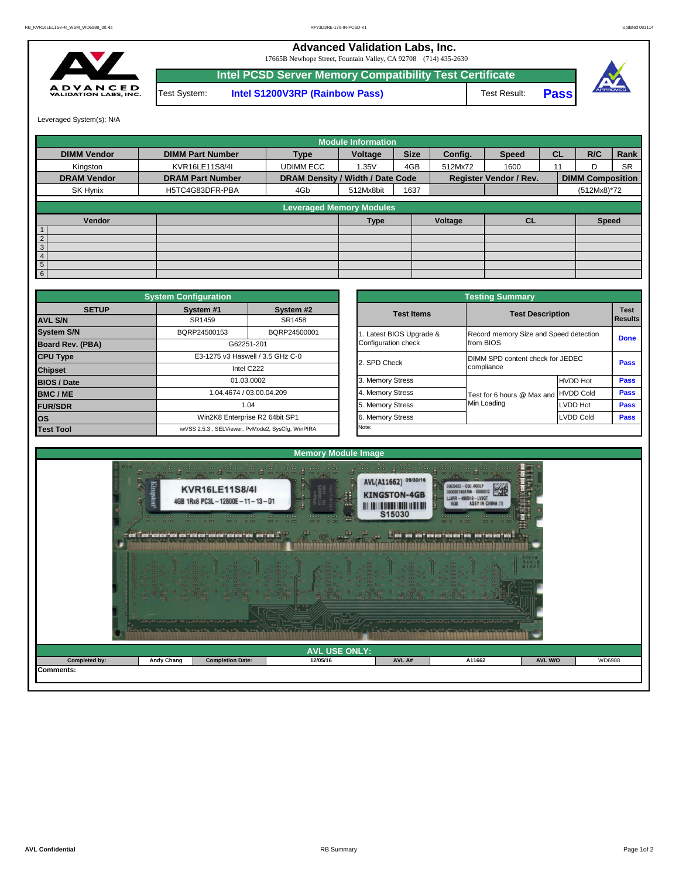# Advanced Validation Labs, Inc.

17665B Newhope Street, Fountain Valley, CA 92708 (714) 435-2630

## Intel PCSD Server Memory Compatibility Test Certificate

| Test System: | Intel S1200V3RP (Rainbow Pass) | Test Result: | Pass |
|---|---|---|---|

Leveraged System(s): N/A

| Module Information | | | | | | | | | | |
|---|---|---|---|---|---|---|---|---|---|---|
| **DIMM Vendor** | **DIMM Part Number** | **Type** | **Voltage** | **Size** | **Config.** | **Speed** | **CL** | **R/C** | **Rank** |
| Kingston | KVR16LE11S8/4I | UDIMM ECC | 1.35V | 4GB | 512Mx72 | 1600 | 11 | D | SR |
| **DRAM Vendor** | **DRAM Part Number** | **DRAM Density / Width / Date Code** | | | **Register Vendor / Rev.** | | | **DIMM Composition** | |
| SK Hynix | H5TC4G83DFR-PBA | 4Gb | 512Mx8bit | 1637 | | | | (512Mx8)*72 | |

| Leveraged Memory Modules | | | | | |
|---|---|---|---|---|---|
| | **Vendor** | **Type** | **Voltage** | **CL** | **Speed** |
| 1 | | | | | |
| 2 | | | | | |
| 3 | | | | | |
| 4 | | | | | |
| 5 | | | | | |
| 6 | | | | | |

| System Configuration | | |
|---|---|---|
| **SETUP** | **System #1** | **System #2** |
| **AVL S/N** | SR1459 | SR1458 |
| **System S/N** | BQRP24500153 | BQRP24500001 |
| **Board Rev. (PBA)** | G62251-201 | |
| **CPU Type** | E3-1275 v3 Haswell / 3.5 GHz C-0 | |
| **Chipset** | Intel C222 | |
| **BIOS / Date** | 01.03.0002 | |
| **BMC / ME** | 1.04.4674 / 03.00.04.209 | |
| **FUR/SDR** | 1.04 | |
| **OS** | Win2K8 Enterprise R2 64bit SP1 | |
| **Test Tool** | iwVSS 2.5.3 , SELViewer, PvMode2, SysCfg, WinPIRA | |

| Testing Summary | | | |
|---|---|---|---|
| **Test Items** | **Test Description** | | **Test Results** |
| 1. Latest BIOS Upgrade & Configuration check | Record memory Size and Speed detection from BIOS | | Done |
| 2. SPD Check | DIMM SPD content check for JEDEC compliance | | Pass |
| 3. Memory Stress | Test for 6 hours @ Max and Min Loading | HVDD Hot | Pass |
| 4. Memory Stress | | HVDD Cold | Pass |
| 5. Memory Stress | | LVDD Hot | Pass |
| 6. Memory Stress | | LVDD Cold | Pass |
| Note: | | | |

## Memory Module Image

## AVL USE ONLY:

| Completed by: | Andy Chang | Completion Date: | 12/05/16 | AVL A# | A11662 | AVL W/O | WD6988 |
|---|---|---|---|---|---|---|---|

Comments: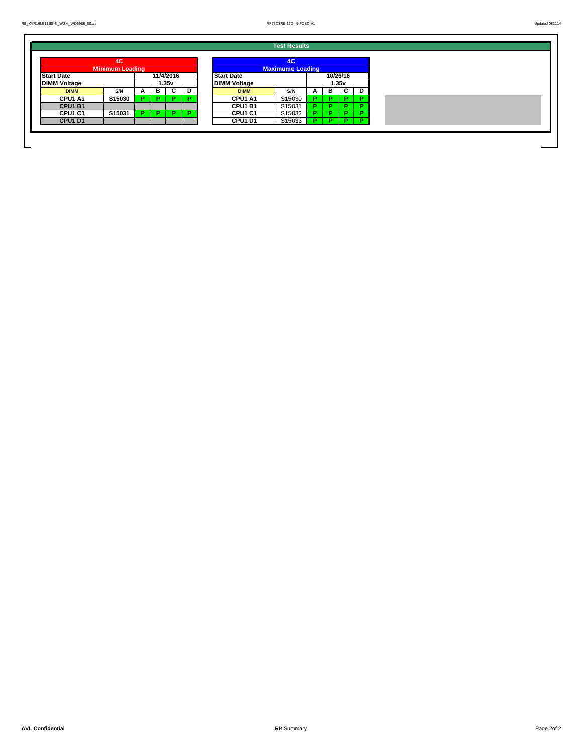## Test Results

| 4C Minimum Loading | | | | | |
|---|---|---|---|---|---|
| **Start Date** | | 11/4/2016 | | | |
| **DIMM Voltage** | | 1.35v | | | |
| **DIMM** | **S/N** | **A** | **B** | **C** | **D** |
| **CPU1 A1** | **S15030** | P | P | P | P |
| **CPU1 B1** | | | | | |
| **CPU1 C1** | **S15031** | P | P | P | P |
| **CPU1 D1** | | | | | |

| 4C Maximume Loading | | | | | |
|---|---|---|---|---|---|
| **Start Date** | | 10/26/16 | | | |
| **DIMM Voltage** | | 1.35v | | | |
| **DIMM** | **S/N** | **A** | **B** | **C** | **D** |
| **CPU1 A1** | S15030 | P | P | P | P |
| **CPU1 B1** | S15031 | P | P | P | P |
| **CPU1 C1** | S15032 | P | P | P | P |
| **CPU1 D1** | S15033 | P | P | P | P |